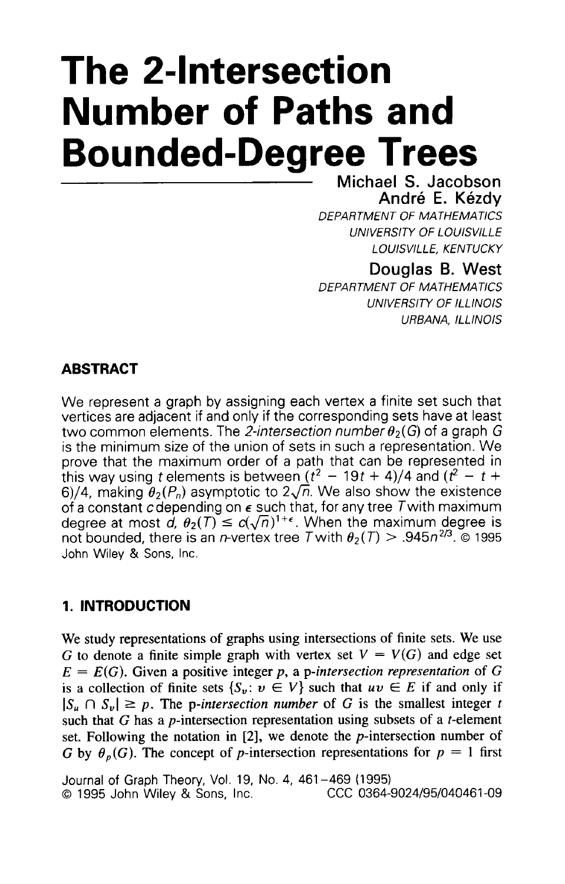# The 2-Intersection Number of Paths and Bounded-Degree Trees

Michael S. Jacobson
André E. Kézdy
*DEPARTMENT OF MATHEMATICS*
*UNIVERSITY OF LOUISVILLE*
*LOUISVILLE, KENTUCKY*

Douglas B. West
*DEPARTMENT OF MATHEMATICS*
*UNIVERSITY OF ILLINOIS*
*URBANA, ILLINOIS*

## ABSTRACT

We represent a graph by assigning each vertex a finite set such that vertices are adjacent if and only if the corresponding sets have at least two common elements. The *2-intersection number* $\theta_2(G)$ of a graph $G$ is the minimum size of the union of sets in such a representation. We prove that the maximum order of a path that can be represented in this way using $t$ elements is between $(t^2 - 19t + 4)/4$ and $(t^2 - t + 6)/4$, making $\theta_2(P_n)$ asymptotic to $2\sqrt{n}$. We also show the existence of a constant $c$ depending on $\epsilon$ such that, for any tree $T$ with maximum degree at most $d$, $\theta_2(T) \leq c(\sqrt{n})^{1+\epsilon}$. When the maximum degree is not bounded, there is an $n$-vertex tree $T$ with $\theta_2(T) > .945n^{2/3}$. © 1995 John Wiley & Sons, Inc.

## 1. INTRODUCTION

We study representations of graphs using intersections of finite sets. We use $G$ to denote a finite simple graph with vertex set $V = V(G)$ and edge set $E = E(G)$. Given a positive integer $p$, a *p-intersection representation* of $G$ is a collection of finite sets $\{S_v: v \in V\}$ such that $uv \in E$ if and only if $|S_u \cap S_v| \geq p$. The *p-intersection number* of $G$ is the smallest integer $t$ such that $G$ has a $p$-intersection representation using subsets of a $t$-element set. Following the notation in [2], we denote the $p$-intersection number of $G$ by $\theta_p(G)$. The concept of $p$-intersection representations for $p = 1$ first

Journal of Graph Theory, Vol. 19, No. 4, 461–469 (1995)
© 1995 John Wiley & Sons, Inc. CCC 0364-9024/95/040461-09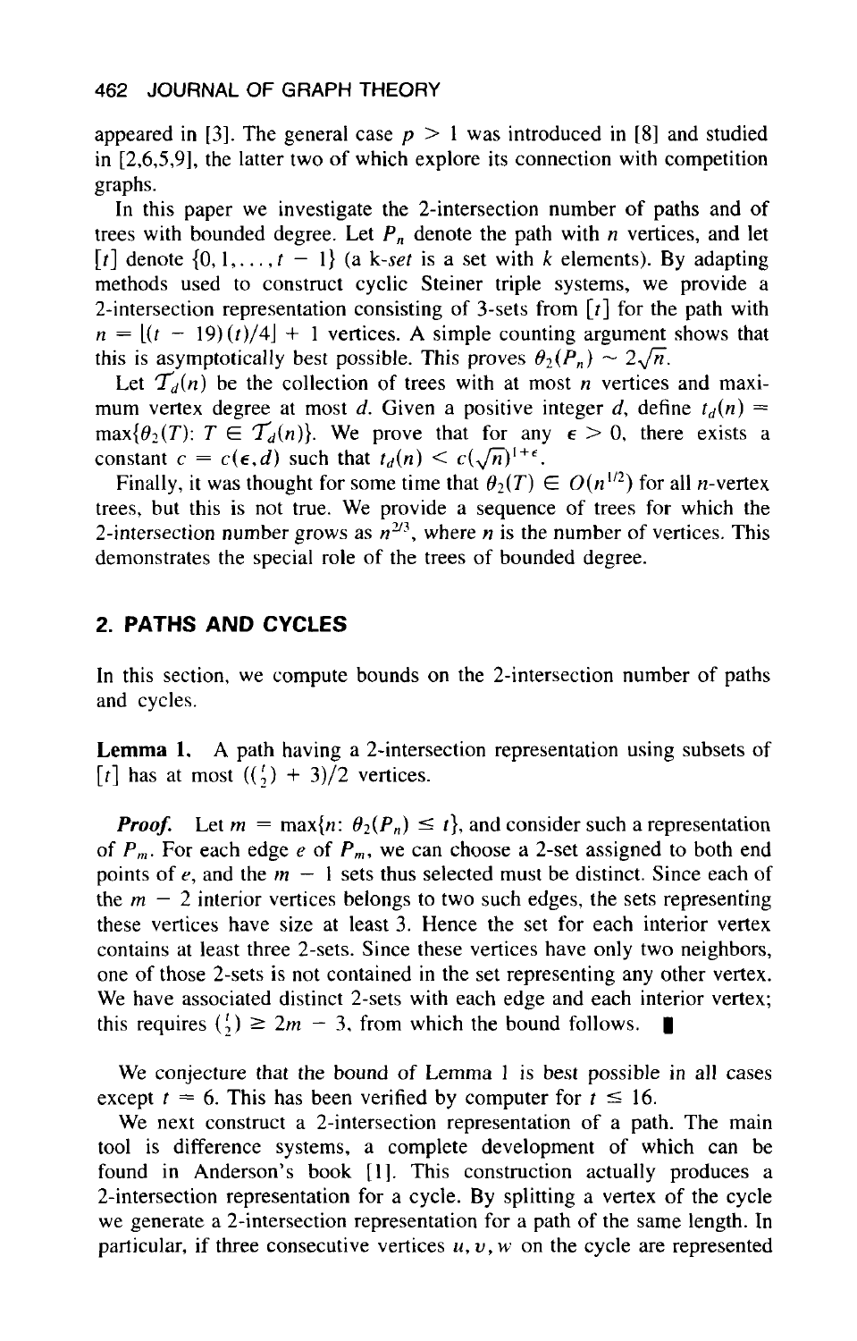appeared in [3]. The general case $p > 1$ was introduced in [8] and studied in [2,6,5,9], the latter two of which explore its connection with competition graphs.

In this paper we investigate the 2-intersection number of paths and of trees with bounded degree. Let $P_n$ denote the path with $n$ vertices, and let $[t]$ denote $\{0, 1, \ldots, t - 1\}$ (a *k-set* is a set with $k$ elements). By adapting methods used to construct cyclic Steiner triple systems, we provide a 2-intersection representation consisting of 3-sets from $[t]$ for the path with $n = \lfloor (t - 19)(t)/4 \rfloor + 1$ vertices. A simple counting argument shows that this is asymptotically best possible. This proves $\theta_2(P_n) \sim 2\sqrt{n}$.

Let $\mathcal{T}_d(n)$ be the collection of trees with at most $n$ vertices and maximum vertex degree at most $d$. Given a positive integer $d$, define $t_d(n) = \max\{\theta_2(T)\colon T \in \mathcal{T}_d(n)\}$. We prove that for any $\epsilon > 0$, there exists a constant $c = c(\epsilon, d)$ such that $t_d(n) < c(\sqrt{n})^{1+\epsilon}$.

Finally, it was thought for some time that $\theta_2(T) \in O(n^{1/2})$ for all $n$-vertex trees, but this is not true. We provide a sequence of trees for which the 2-intersection number grows as $n^{2/3}$, where $n$ is the number of vertices. This demonstrates the special role of the trees of bounded degree.

## 2. PATHS AND CYCLES

In this section, we compute bounds on the 2-intersection number of paths and cycles.

**Lemma 1.** A path having a 2-intersection representation using subsets of $[t]$ has at most $(\binom{t}{2} + 3)/2$ vertices.

***Proof.*** Let $m = \max\{n\colon \theta_2(P_n) \leq t\}$, and consider such a representation of $P_m$. For each edge $e$ of $P_m$, we can choose a 2-set assigned to both end points of $e$, and the $m - 1$ sets thus selected must be distinct. Since each of the $m - 2$ interior vertices belongs to two such edges, the sets representing these vertices have size at least 3. Hence the set for each interior vertex contains at least three 2-sets. Since these vertices have only two neighbors, one of those 2-sets is not contained in the set representing any other vertex. We have associated distinct 2-sets with each edge and each interior vertex; this requires $\binom{t}{2} \geq 2m - 3$, from which the bound follows. ∎

We conjecture that the bound of Lemma 1 is best possible in all cases except $t = 6$. This has been verified by computer for $t \leq 16$.

We next construct a 2-intersection representation of a path. The main tool is difference systems, a complete development of which can be found in Anderson's book [1]. This construction actually produces a 2-intersection representation for a cycle. By splitting a vertex of the cycle we generate a 2-intersection representation for a path of the same length. In particular, if three consecutive vertices $u, v, w$ on the cycle are represented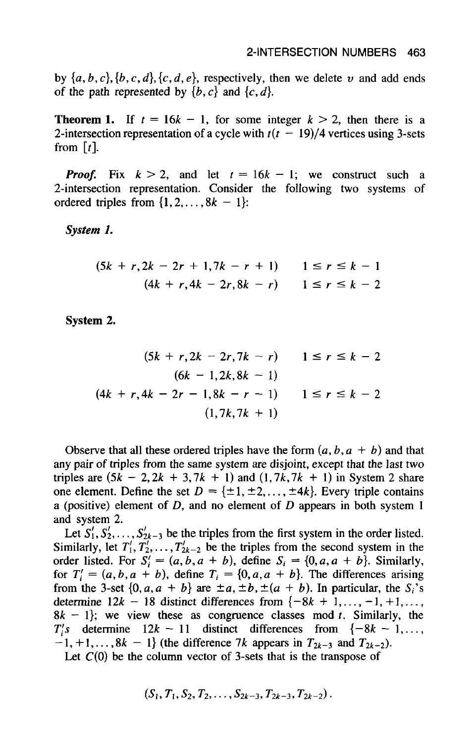by $\{a, b, c\}, \{b, c, d\}, \{c, d, e\}$, respectively, then we delete $v$ and add ends of the path represented by $\{b, c\}$ and $\{c, d\}$.

**Theorem 1.** If $t = 16k - 1$, for some integer $k > 2$, then there is a 2-intersection representation of a cycle with $t(t - 19)/4$ vertices using 3-sets from $[t]$.

***Proof.*** Fix $k > 2$, and let $t = 16k - 1$; we construct such a 2-intersection representation. Consider the following two systems of ordered triples from $\{1, 2, \ldots, 8k - 1\}$:

***System 1.***

$$(5k + r, 2k - 2r + 1, 7k - r + 1) \qquad 1 \le r \le k - 1$$

$$(4k + r, 4k - 2r, 8k - r) \qquad 1 \le r \le k - 2$$

**System 2.**

$$(5k + r, 2k - 2r, 7k - r) \qquad 1 \le r \le k - 2$$

$$(6k - 1, 2k, 8k - 1)$$

$$(4k + r, 4k - 2r - 1, 8k - r - 1) \qquad 1 \le r \le k - 2$$

$$(1, 7k, 7k + 1)$$

Observe that all these ordered triples have the form $(a, b, a + b)$ and that any pair of triples from the same system are disjoint, except that the last two triples are $(5k - 2, 2k + 3, 7k + 1)$ and $(1, 7k, 7k + 1)$ in System 2 share one element. Define the set $D = \{\pm 1, \pm 2, \ldots, \pm 4k\}$. Every triple contains a (positive) element of $D$, and no element of $D$ appears in both system 1 and system 2.

Let $S'_1, S'_2, \ldots, S'_{2k-3}$ be the triples from the first system in the order listed. Similarly, let $T'_1, T'_2, \ldots, T'_{2k-2}$ be the triples from the second system in the order listed. For $S'_i = (a, b, a + b)$, define $S_i = \{0, a, a + b\}$. Similarly, for $T'_i = (a, b, a + b)$, define $T_i = \{0, a, a + b\}$. The differences arising from the 3-set $\{0, a, a + b\}$ are $\pm a, \pm b, \pm(a + b)$. In particular, the $S_i$'s determine $12k - 18$ distinct differences from $\{-8k + 1, \ldots, -1, +1, \ldots, 8k - 1\}$; we view these as congruence classes mod $t$. Similarly, the $T_i'$s determine $12k - 11$ distinct differences from $\{-8k - 1, \ldots, -1, +1, \ldots, 8k - 1\}$ (the difference $7k$ appears in $T_{2k-3}$ and $T_{2k-2}$).

Let $C(0)$ be the column vector of 3-sets that is the transpose of

$$(S_1, T_1, S_2, T_2, \ldots, S_{2k-3}, T_{2k-3}, T_{2k-2}).$$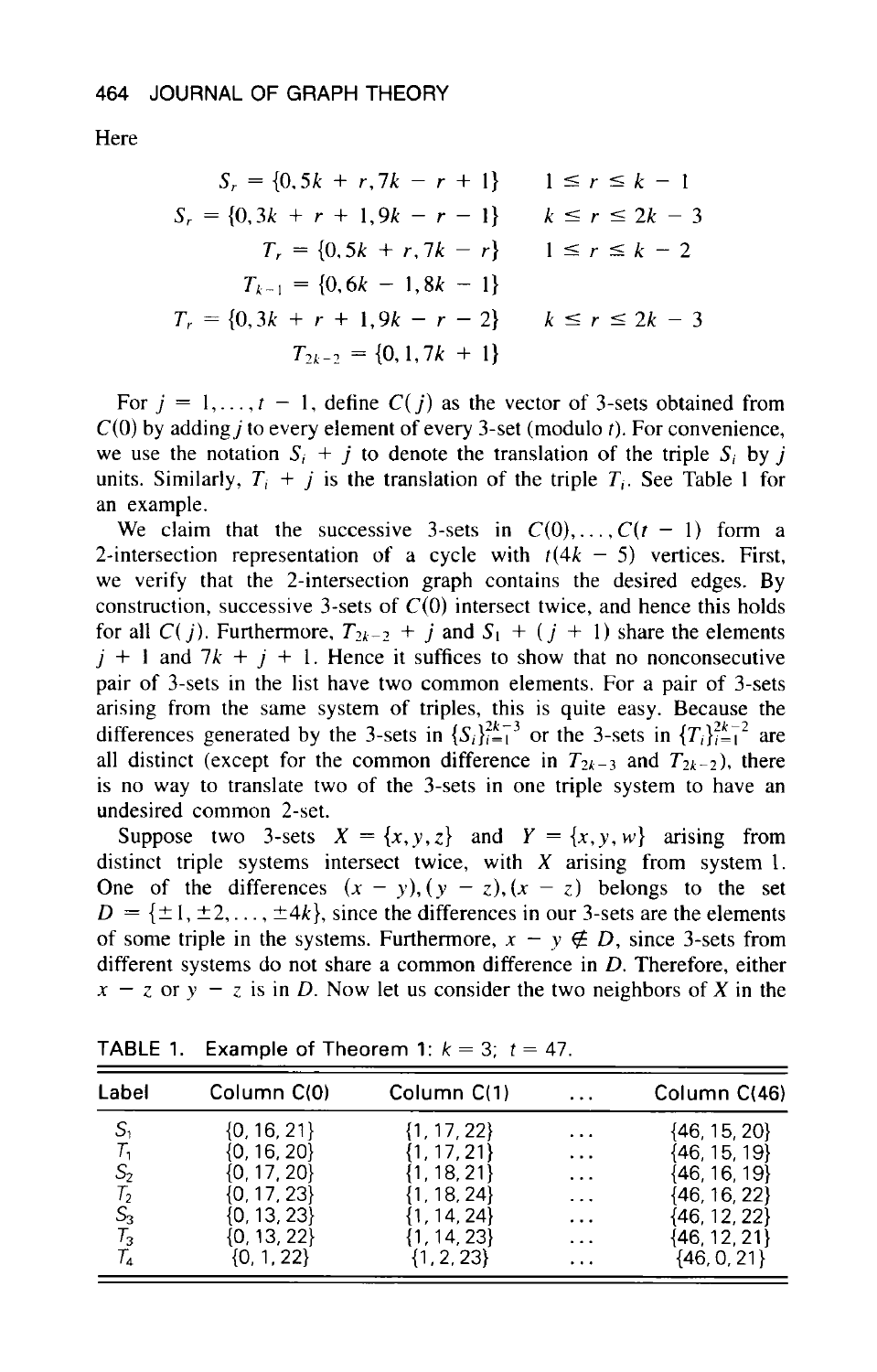Here

$$S_r = \{0, 5k + r, 7k - r + 1\} \qquad 1 \le r \le k - 1$$
$$S_r = \{0, 3k + r + 1, 9k - r - 1\} \qquad k \le r \le 2k - 3$$
$$T_r = \{0, 5k + r, 7k - r\} \qquad 1 \le r \le k - 2$$
$$T_{k-1} = \{0, 6k - 1, 8k - 1\}$$
$$T_r = \{0, 3k + r + 1, 9k - r - 2\} \qquad k \le r \le 2k - 3$$
$$T_{2k-2} = \{0, 1, 7k + 1\}$$

For $j = 1, \ldots, t - 1$, define $C(j)$ as the vector of 3-sets obtained from $C(0)$ by adding $j$ to every element of every 3-set (modulo $t$). For convenience, we use the notation $S_i + j$ to denote the translation of the triple $S_i$ by $j$ units. Similarly, $T_i + j$ is the translation of the triple $T_i$. See Table 1 for an example.

We claim that the successive 3-sets in $C(0), \ldots, C(t - 1)$ form a 2-intersection representation of a cycle with $t(4k - 5)$ vertices. First, we verify that the 2-intersection graph contains the desired edges. By construction, successive 3-sets of $C(0)$ intersect twice, and hence this holds for all $C(j)$. Furthermore, $T_{2k-2} + j$ and $S_1 + (j + 1)$ share the elements $j + 1$ and $7k + j + 1$. Hence it suffices to show that no nonconsecutive pair of 3-sets in the list have two common elements. For a pair of 3-sets arising from the same system of triples, this is quite easy. Because the differences generated by the 3-sets in $\{S_i\}_{i=1}^{2k-3}$ or the 3-sets in $\{T_i\}_{i=1}^{2k-2}$ are all distinct (except for the common difference in $T_{2k-3}$ and $T_{2k-2}$), there is no way to translate two of the 3-sets in one triple system to have an undesired common 2-set.

Suppose two 3-sets $X = \{x, y, z\}$ and $Y = \{x, y, w\}$ arising from distinct triple systems intersect twice, with $X$ arising from system 1. One of the differences $(x - y), (y - z), (x - z)$ belongs to the set $D = \{\pm 1, \pm 2, \ldots, \pm 4k\}$, since the differences in our 3-sets are the elements of some triple in the systems. Furthermore, $x - y \notin D$, since 3-sets from different systems do not share a common difference in $D$. Therefore, either $x - z$ or $y - z$ is in $D$. Now let us consider the two neighbors of $X$ in the

TABLE 1. Example of Theorem 1: $k = 3$; $t = 47$.

| Label | Column C(0) | Column C(1) | ... | Column C(46) |
|---|---|---|---|---|
| $S_1$ | {0, 16, 21} | {1, 17, 22} | ... | {46, 15, 20} |
| $T_1$ | {0, 16, 20} | {1, 17, 21} | ... | {46, 15, 19} |
| $S_2$ | {0, 17, 20} | {1, 18, 21} | ... | {46, 16, 19} |
| $T_2$ | {0, 17, 23} | {1, 18, 24} | ... | {46, 16, 22} |
| $S_3$ | {0, 13, 23} | {1, 14, 24} | ... | {46, 12, 22} |
| $T_3$ | {0, 13, 22} | {1, 14, 23} | ... | {46, 12, 21} |
| $T_4$ | {0, 1, 22} | {1, 2, 23} | ... | {46, 0, 21} |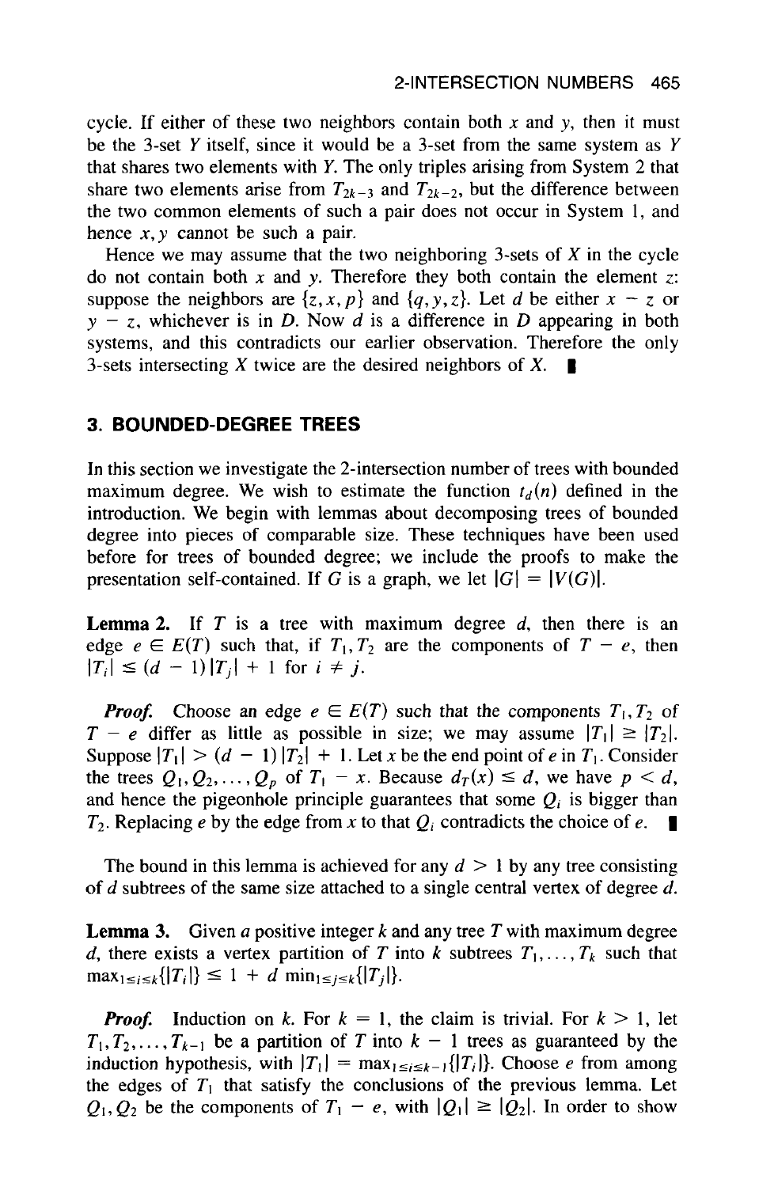cycle. If either of these two neighbors contain both $x$ and $y$, then it must be the 3-set $Y$ itself, since it would be a 3-set from the same system as $Y$ that shares two elements with $Y$. The only triples arising from System 2 that share two elements arise from $T_{2k-3}$ and $T_{2k-2}$, but the difference between the two common elements of such a pair does not occur in System 1, and hence $x, y$ cannot be such a pair.

Hence we may assume that the two neighboring 3-sets of $X$ in the cycle do not contain both $x$ and $y$. Therefore they both contain the element $z$: suppose the neighbors are $\{z, x, p\}$ and $\{q, y, z\}$. Let $d$ be either $x - z$ or $y - z$, whichever is in $D$. Now $d$ is a difference in $D$ appearing in both systems, and this contradicts our earlier observation. Therefore the only 3-sets intersecting $X$ twice are the desired neighbors of $X$. ∎

## 3. BOUNDED-DEGREE TREES

In this section we investigate the 2-intersection number of trees with bounded maximum degree. We wish to estimate the function $t_d(n)$ defined in the introduction. We begin with lemmas about decomposing trees of bounded degree into pieces of comparable size. These techniques have been used before for trees of bounded degree; we include the proofs to make the presentation self-contained. If $G$ is a graph, we let $|G| = |V(G)|$.

**Lemma 2.** If $T$ is a tree with maximum degree $d$, then there is an edge $e \in E(T)$ such that, if $T_1, T_2$ are the components of $T - e$, then $|T_i| \leq (d - 1)|T_j| + 1$ for $i \neq j$.

***Proof.*** Choose an edge $e \in E(T)$ such that the components $T_1, T_2$ of $T - e$ differ as little as possible in size; we may assume $|T_1| \geq |T_2|$. Suppose $|T_1| > (d - 1)|T_2| + 1$. Let $x$ be the end point of $e$ in $T_1$. Consider the trees $Q_1, Q_2, \ldots, Q_p$ of $T_1 - x$. Because $d_T(x) \leq d$, we have $p < d$, and hence the pigeonhole principle guarantees that some $Q_i$ is bigger than $T_2$. Replacing $e$ by the edge from $x$ to that $Q_i$ contradicts the choice of $e$. ∎

The bound in this lemma is achieved for any $d > 1$ by any tree consisting of $d$ subtrees of the same size attached to a single central vertex of degree $d$.

**Lemma 3.** Given a positive integer $k$ and any tree $T$ with maximum degree $d$, there exists a vertex partition of $T$ into $k$ subtrees $T_1, \ldots, T_k$ such that $\max_{1 \leq i \leq k}\{|T_i|\} \leq 1 + d \min_{1 \leq j \leq k}\{|T_j|\}$.

***Proof.*** Induction on $k$. For $k = 1$, the claim is trivial. For $k > 1$, let $T_1, T_2, \ldots, T_{k-1}$ be a partition of $T$ into $k - 1$ trees as guaranteed by the induction hypothesis, with $|T_1| = \max_{1 \leq i \leq k-1}\{|T_i|\}$. Choose $e$ from among the edges of $T_1$ that satisfy the conclusions of the previous lemma. Let $Q_1, Q_2$ be the components of $T_1 - e$, with $|Q_1| \geq |Q_2|$. In order to show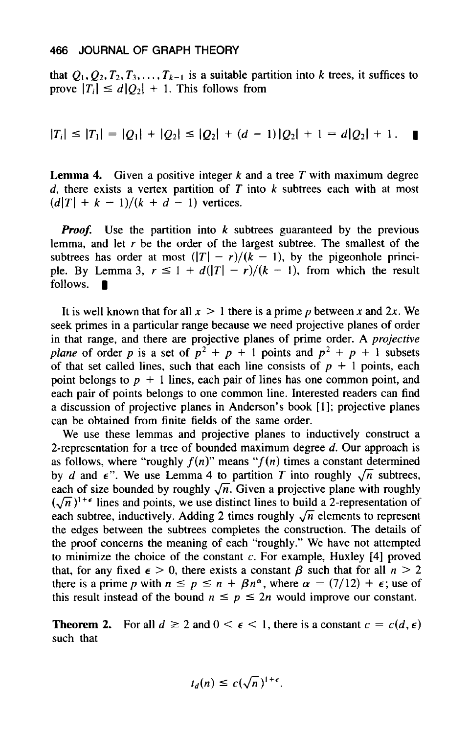that $Q_1, Q_2, T_2, T_3, \ldots, T_{k-1}$ is a suitable partition into $k$ trees, it suffices to prove $|T_i| \leq d|Q_2| + 1$. This follows from

$$|T_i| \leq |T_1| = |Q_1| + |Q_2| \leq |Q_2| + (d-1)|Q_2| + 1 = d|Q_2| + 1 . \quad \blacksquare$$

**Lemma 4.** Given a positive integer $k$ and a tree $T$ with maximum degree $d$, there exists a vertex partition of $T$ into $k$ subtrees each with at most $(d|T| + k - 1)/(k + d - 1)$ vertices.

***Proof.*** Use the partition into $k$ subtrees guaranteed by the previous lemma, and let $r$ be the order of the largest subtree. The smallest of the subtrees has order at most $(|T| - r)/(k - 1)$, by the pigeonhole principle. By Lemma 3, $r \leq 1 + d(|T| - r)/(k - 1)$, from which the result follows. $\blacksquare$

It is well known that for all $x > 1$ there is a prime $p$ between $x$ and $2x$. We seek primes in a particular range because we need projective planes of order in that range, and there are projective planes of prime order. A *projective plane* of order $p$ is a set of $p^2 + p + 1$ points and $p^2 + p + 1$ subsets of that set called lines, such that each line consists of $p + 1$ points, each point belongs to $p + 1$ lines, each pair of lines has one common point, and each pair of points belongs to one common line. Interested readers can find a discussion of projective planes in Anderson's book [1]; projective planes can be obtained from finite fields of the same order.

We use these lemmas and projective planes to inductively construct a 2-representation for a tree of bounded maximum degree $d$. Our approach is as follows, where "roughly $f(n)$" means "$f(n)$ times a constant determined by $d$ and $\epsilon$". We use Lemma 4 to partition $T$ into roughly $\sqrt{n}$ subtrees, each of size bounded by roughly $\sqrt{n}$. Given a projective plane with roughly $(\sqrt{n})^{1+\epsilon}$ lines and points, we use distinct lines to build a 2-representation of each subtree, inductively. Adding 2 times roughly $\sqrt{n}$ elements to represent the edges between the subtrees completes the construction. The details of the proof concerns the meaning of each "roughly." We have not attempted to minimize the choice of the constant $c$. For example, Huxley [4] proved that, for any fixed $\epsilon > 0$, there exists a constant $\beta$ such that for all $n > 2$ there is a prime $p$ with $n \leq p \leq n + \beta n^{\alpha}$, where $\alpha = (7/12) + \epsilon$; use of this result instead of the bound $n \leq p \leq 2n$ would improve our constant.

**Theorem 2.** For all $d \geq 2$ and $0 < \epsilon < 1$, there is a constant $c = c(d, \epsilon)$ such that

$$t_d(n) \leq c(\sqrt{n})^{1+\epsilon}.$$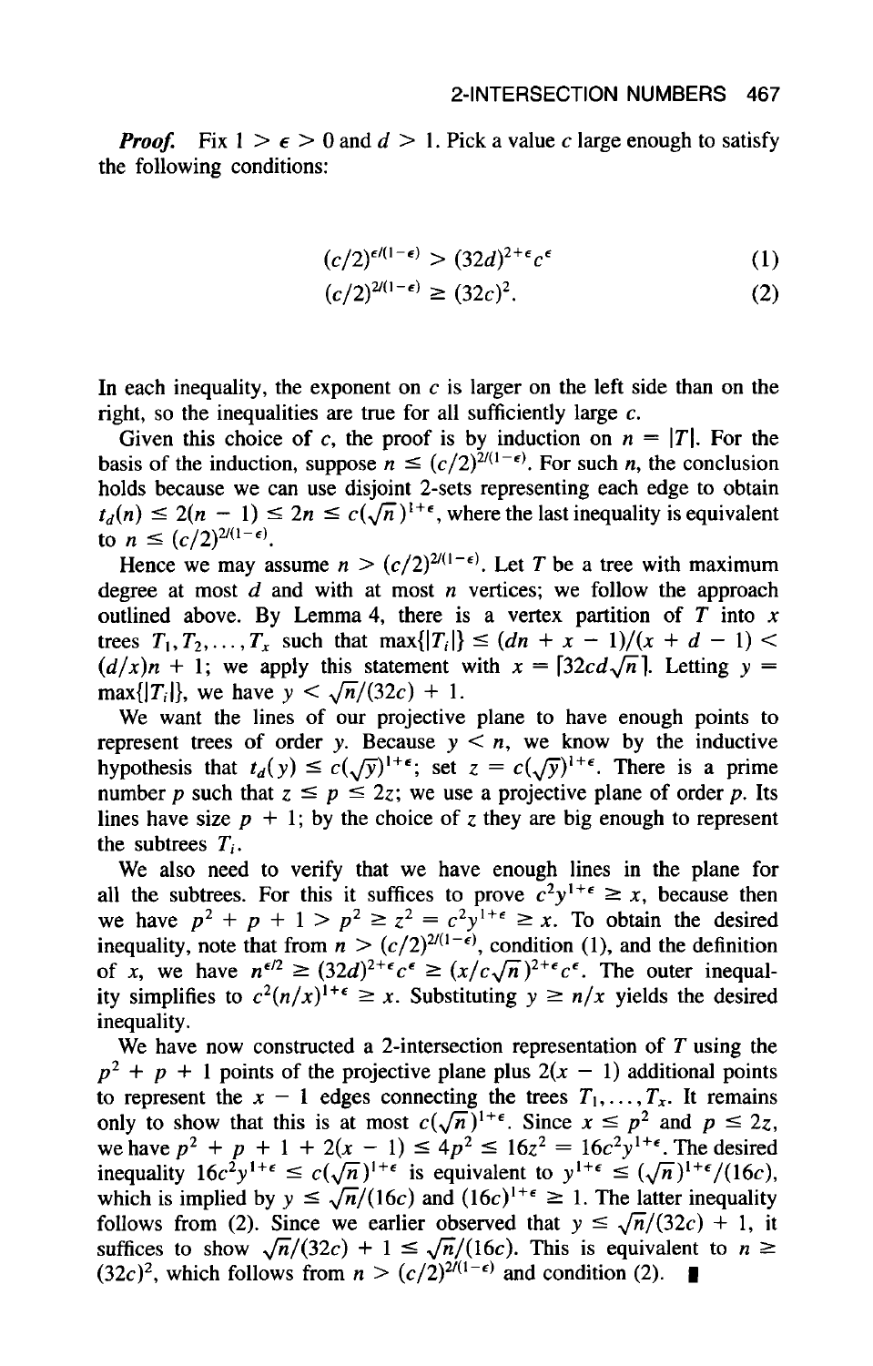*Proof.* Fix $1 > \epsilon > 0$ and $d > 1$. Pick a value $c$ large enough to satisfy the following conditions:

$$(c/2)^{\epsilon/(1-\epsilon)} > (32d)^{2+\epsilon}c^{\epsilon} \tag{1}$$

$$(c/2)^{2/(1-\epsilon)} \geq (32c)^2. \tag{2}$$

In each inequality, the exponent on $c$ is larger on the left side than on the right, so the inequalities are true for all sufficiently large $c$.

Given this choice of $c$, the proof is by induction on $n = |T|$. For the basis of the induction, suppose $n \leq (c/2)^{2/(1-\epsilon)}$. For such $n$, the conclusion holds because we can use disjoint 2-sets representing each edge to obtain $t_d(n) \leq 2(n-1) \leq 2n \leq c(\sqrt{n})^{1+\epsilon}$, where the last inequality is equivalent to $n \leq (c/2)^{2/(1-\epsilon)}$.

Hence we may assume $n > (c/2)^{2/(1-\epsilon)}$. Let $T$ be a tree with maximum degree at most $d$ and with at most $n$ vertices; we follow the approach outlined above. By Lemma 4, there is a vertex partition of $T$ into $x$ trees $T_1, T_2, \ldots, T_x$ such that $\max\{|T_i|\} \leq (dn + x - 1)/(x + d - 1) < (d/x)n + 1$; we apply this statement with $x = \lceil 32cd\sqrt{n} \rceil$. Letting $y = \max\{|T_i|\}$, we have $y < \sqrt{n}/(32c) + 1$.

We want the lines of our projective plane to have enough points to represent trees of order $y$. Because $y < n$, we know by the inductive hypothesis that $t_d(y) \leq c(\sqrt{y})^{1+\epsilon}$; set $z = c(\sqrt{y})^{1+\epsilon}$. There is a prime number $p$ such that $z \leq p \leq 2z$; we use a projective plane of order $p$. Its lines have size $p + 1$; by the choice of $z$ they are big enough to represent the subtrees $T_i$.

We also need to verify that we have enough lines in the plane for all the subtrees. For this it suffices to prove $c^2 y^{1+\epsilon} \geq x$, because then we have $p^2 + p + 1 > p^2 \geq z^2 = c^2 y^{1+\epsilon} \geq x$. To obtain the desired inequality, note that from $n > (c/2)^{2/(1-\epsilon)}$, condition (1), and the definition of $x$, we have $n^{\epsilon/2} \geq (32d)^{2+\epsilon}c^{\epsilon} \geq (x/c\sqrt{n})^{2+\epsilon}c^{\epsilon}$. The outer inequality simplifies to $c^2(n/x)^{1+\epsilon} \geq x$. Substituting $y \geq n/x$ yields the desired inequality.

We have now constructed a 2-intersection representation of $T$ using the $p^2 + p + 1$ points of the projective plane plus $2(x-1)$ additional points to represent the $x - 1$ edges connecting the trees $T_1, \ldots, T_x$. It remains only to show that this is at most $c(\sqrt{n})^{1+\epsilon}$. Since $x \leq p^2$ and $p \leq 2z$, we have $p^2 + p + 1 + 2(x-1) \leq 4p^2 \leq 16z^2 = 16c^2y^{1+\epsilon}$. The desired inequality $16c^2y^{1+\epsilon} \leq c(\sqrt{n})^{1+\epsilon}$ is equivalent to $y^{1+\epsilon} \leq (\sqrt{n})^{1+\epsilon}/(16c)$, which is implied by $y \leq \sqrt{n}/(16c)$ and $(16c)^{1+\epsilon} \geq 1$. The latter inequality follows from (2). Since we earlier observed that $y \leq \sqrt{n}/(32c) + 1$, it suffices to show $\sqrt{n}/(32c) + 1 \leq \sqrt{n}/(16c)$. This is equivalent to $n \geq (32c)^2$, which follows from $n > (c/2)^{2/(1-\epsilon)}$ and condition (2). ∎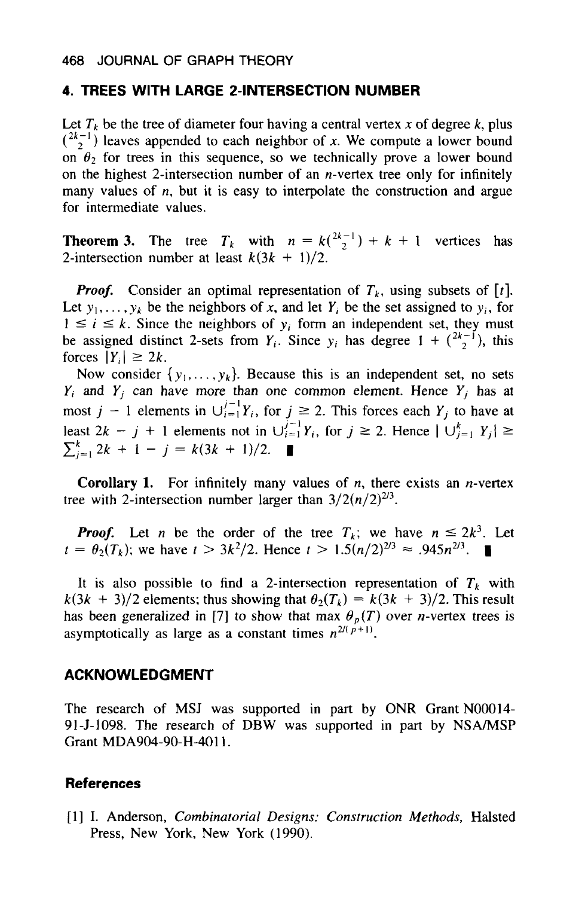## 4. TREES WITH LARGE 2-INTERSECTION NUMBER

Let $T_k$ be the tree of diameter four having a central vertex $x$ of degree $k$, plus $\binom{2k-1}{2}$ leaves appended to each neighbor of $x$. We compute a lower bound on $\theta_2$ for trees in this sequence, so we technically prove a lower bound on the highest 2-intersection number of an $n$-vertex tree only for infinitely many values of $n$, but it is easy to interpolate the construction and argue for intermediate values.

**Theorem 3.** The tree $T_k$ with $n = k\binom{2k-1}{2} + k + 1$ vertices has 2-intersection number at least $k(3k + 1)/2$.

***Proof.*** Consider an optimal representation of $T_k$, using subsets of $[t]$. Let $y_1, \ldots, y_k$ be the neighbors of $x$, and let $Y_i$ be the set assigned to $y_i$, for $1 \leq i \leq k$. Since the neighbors of $y_i$ form an independent set, they must be assigned distinct 2-sets from $Y_i$. Since $y_i$ has degree $1 + \binom{2k-1}{2}$, this forces $|Y_i| \geq 2k$.

Now consider $\{y_1, \ldots, y_k\}$. Because this is an independent set, no sets $Y_i$ and $Y_j$ can have more than one common element. Hence $Y_j$ has at most $j - 1$ elements in $\cup_{i=1}^{j-1} Y_i$, for $j \geq 2$. This forces each $Y_j$ to have at least $2k - j + 1$ elements not in $\cup_{i=1}^{j-1} Y_i$, for $j \geq 2$. Hence $|\cup_{j=1}^{k} Y_j| \geq \sum_{j=1}^{k} 2k + 1 - j = k(3k + 1)/2$. ∎

**Corollary 1.** For infinitely many values of $n$, there exists an $n$-vertex tree with 2-intersection number larger than $3/2(n/2)^{2/3}$.

***Proof.*** Let $n$ be the order of the tree $T_k$; we have $n \leq 2k^3$. Let $t = \theta_2(T_k)$; we have $t > 3k^2/2$. Hence $t > 1.5(n/2)^{2/3} \approx .945n^{2/3}$. ∎

It is also possible to find a 2-intersection representation of $T_k$ with $k(3k + 3)/2$ elements; thus showing that $\theta_2(T_k) = k(3k + 3)/2$. This result has been generalized in [7] to show that max $\theta_p(T)$ over $n$-vertex trees is asymptotically as large as a constant times $n^{2/(p+1)}$.

## ACKNOWLEDGMENT

The research of MSJ was supported in part by ONR Grant N00014-91-J-1098. The research of DBW was supported in part by NSA/MSP Grant MDA904-90-H-4011.

### References

[1] I. Anderson, *Combinatorial Designs: Construction Methods,* Halsted Press, New York, New York (1990).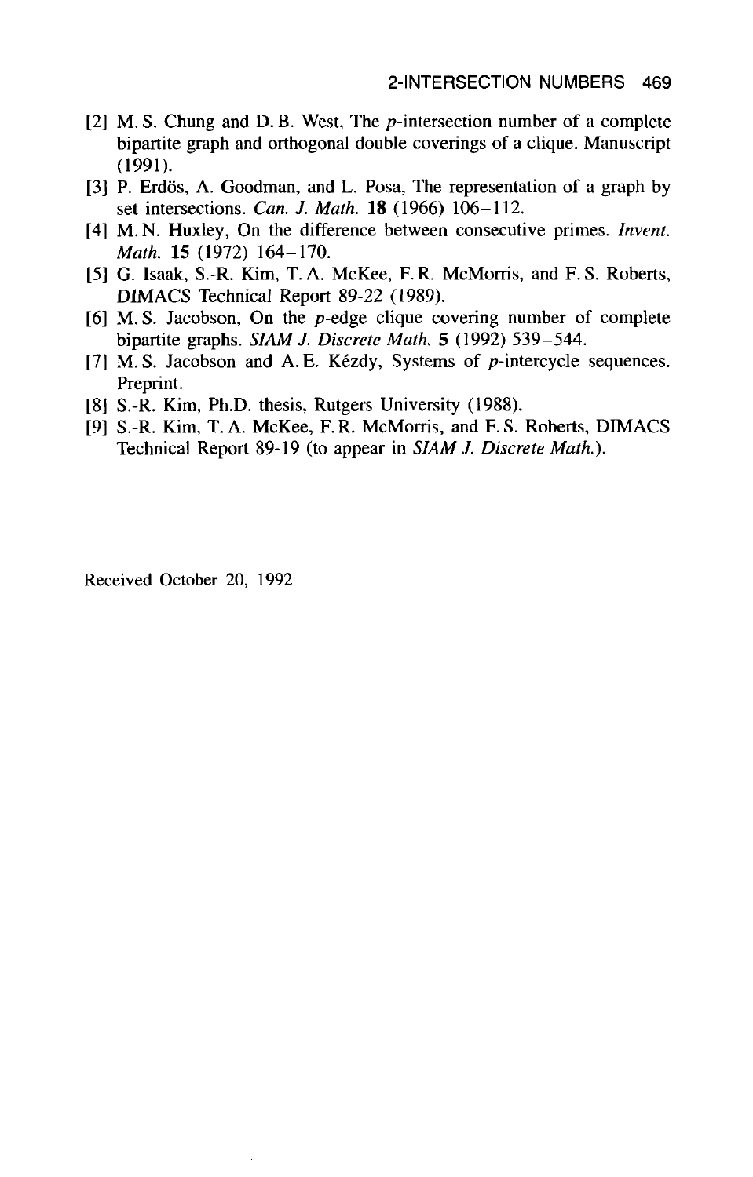[2] M. S. Chung and D. B. West, The $p$-intersection number of a complete bipartite graph and orthogonal double coverings of a clique. Manuscript (1991).

[3] P. Erdös, A. Goodman, and L. Posa, The representation of a graph by set intersections. *Can. J. Math.* **18** (1966) 106–112.

[4] M. N. Huxley, On the difference between consecutive primes. *Invent. Math.* **15** (1972) 164–170.

[5] G. Isaak, S.-R. Kim, T. A. McKee, F. R. McMorris, and F. S. Roberts, DIMACS Technical Report 89-22 (1989).

[6] M. S. Jacobson, On the $p$-edge clique covering number of complete bipartite graphs. *SIAM J. Discrete Math.* **5** (1992) 539–544.

[7] M. S. Jacobson and A. E. Kézdy, Systems of $p$-intercycle sequences. Preprint.

[8] S.-R. Kim, Ph.D. thesis, Rutgers University (1988).

[9] S.-R. Kim, T. A. McKee, F. R. McMorris, and F. S. Roberts, DIMACS Technical Report 89-19 (to appear in *SIAM J. Discrete Math.*).

Received October 20, 1992